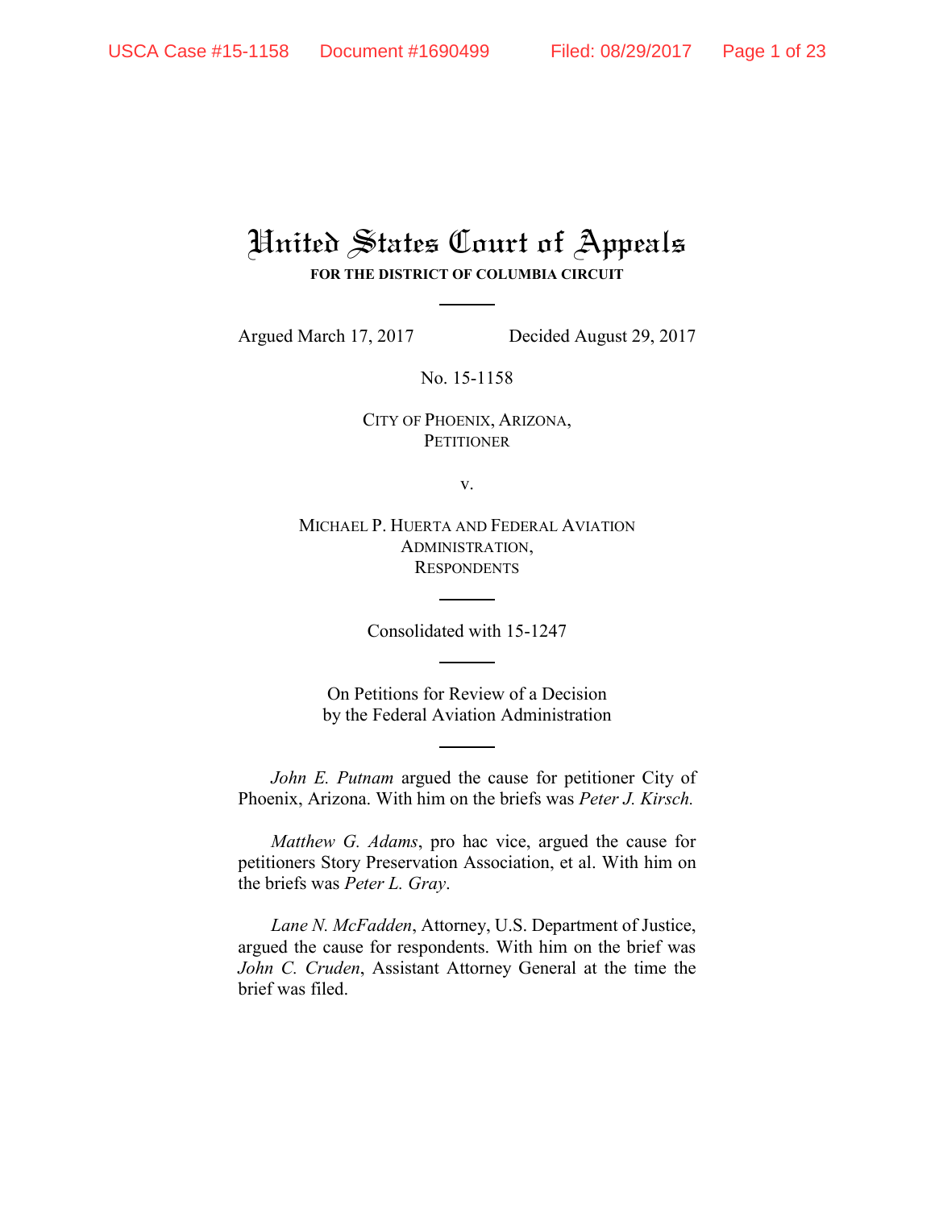# United States Court of Appeals

**FOR THE DISTRICT OF COLUMBIA CIRCUIT**

Argued March 17, 2017 Decided August 29, 2017

No. 15-1158

CITY OF PHOENIX, ARIZONA,
PETITIONER

v.

MICHAEL P. HUERTA AND FEDERAL AVIATION ADMINISTRATION,
RESPONDENTS

Consolidated with 15-1247

On Petitions for Review of a Decision
by the Federal Aviation Administration

*John E. Putnam* argued the cause for petitioner City of Phoenix, Arizona. With him on the briefs was *Peter J. Kirsch.*

*Matthew G. Adams*, pro hac vice, argued the cause for petitioners Story Preservation Association, et al. With him on the briefs was *Peter L. Gray*.

*Lane N. McFadden*, Attorney, U.S. Department of Justice, argued the cause for respondents. With him on the brief was *John C. Cruden*, Assistant Attorney General at the time the brief was filed.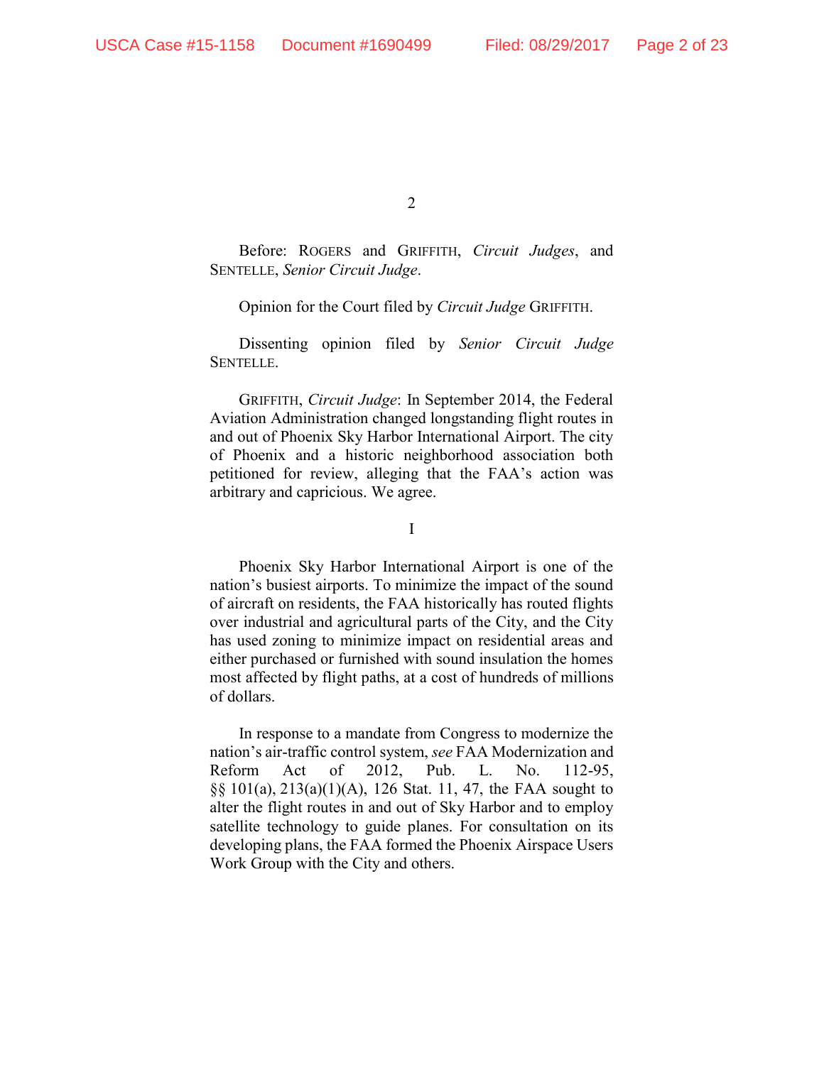Before: ROGERS and GRIFFITH, *Circuit Judges*, and SENTELLE, *Senior Circuit Judge*.

Opinion for the Court filed by *Circuit Judge* GRIFFITH.

Dissenting opinion filed by *Senior Circuit Judge* SENTELLE.

GRIFFITH, *Circuit Judge*: In September 2014, the Federal Aviation Administration changed longstanding flight routes in and out of Phoenix Sky Harbor International Airport. The city of Phoenix and a historic neighborhood association both petitioned for review, alleging that the FAA's action was arbitrary and capricious. We agree.

I

Phoenix Sky Harbor International Airport is one of the nation's busiest airports. To minimize the impact of the sound of aircraft on residents, the FAA historically has routed flights over industrial and agricultural parts of the City, and the City has used zoning to minimize impact on residential areas and either purchased or furnished with sound insulation the homes most affected by flight paths, at a cost of hundreds of millions of dollars.

In response to a mandate from Congress to modernize the nation's air-traffic control system, *see* FAA Modernization and Reform Act of 2012, Pub. L. No. 112-95, §§ 101(a), 213(a)(1)(A), 126 Stat. 11, 47, the FAA sought to alter the flight routes in and out of Sky Harbor and to employ satellite technology to guide planes. For consultation on its developing plans, the FAA formed the Phoenix Airspace Users Work Group with the City and others.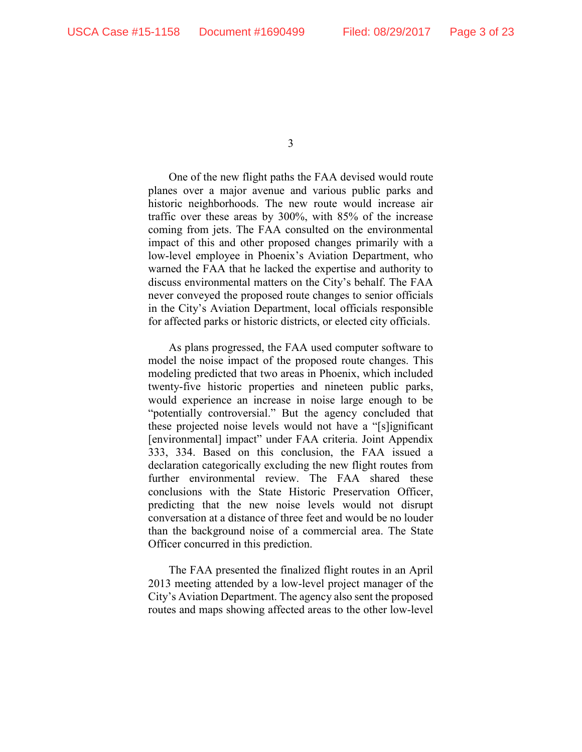One of the new flight paths the FAA devised would route planes over a major avenue and various public parks and historic neighborhoods. The new route would increase air traffic over these areas by 300%, with 85% of the increase coming from jets. The FAA consulted on the environmental impact of this and other proposed changes primarily with a low-level employee in Phoenix's Aviation Department, who warned the FAA that he lacked the expertise and authority to discuss environmental matters on the City's behalf. The FAA never conveyed the proposed route changes to senior officials in the City's Aviation Department, local officials responsible for affected parks or historic districts, or elected city officials.

As plans progressed, the FAA used computer software to model the noise impact of the proposed route changes. This modeling predicted that two areas in Phoenix, which included twenty-five historic properties and nineteen public parks, would experience an increase in noise large enough to be "potentially controversial." But the agency concluded that these projected noise levels would not have a "[s]ignificant [environmental] impact" under FAA criteria. Joint Appendix 333, 334. Based on this conclusion, the FAA issued a declaration categorically excluding the new flight routes from further environmental review. The FAA shared these conclusions with the State Historic Preservation Officer, predicting that the new noise levels would not disrupt conversation at a distance of three feet and would be no louder than the background noise of a commercial area. The State Officer concurred in this prediction.

The FAA presented the finalized flight routes in an April 2013 meeting attended by a low-level project manager of the City's Aviation Department. The agency also sent the proposed routes and maps showing affected areas to the other low-level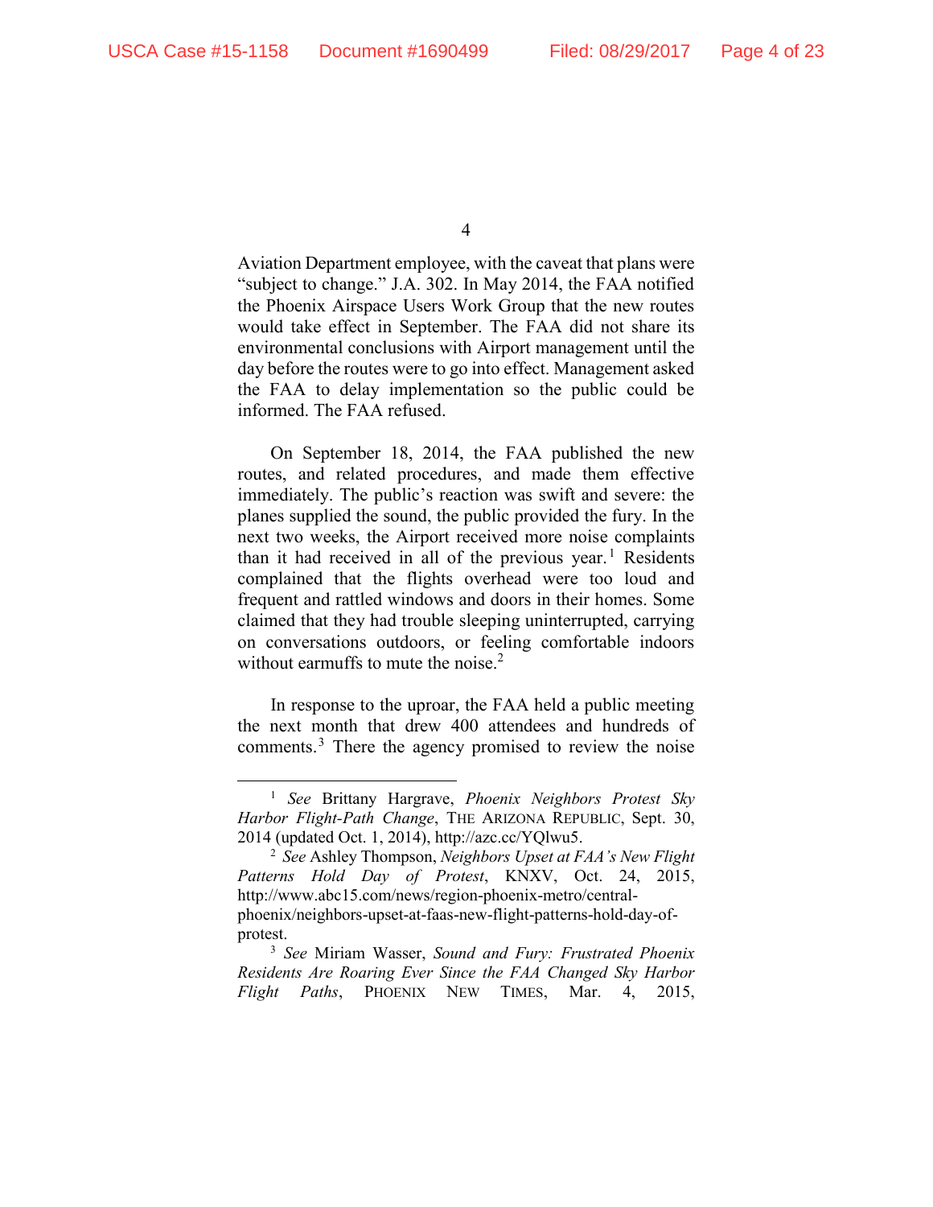Aviation Department employee, with the caveat that plans were "subject to change." J.A. 302. In May 2014, the FAA notified the Phoenix Airspace Users Work Group that the new routes would take effect in September. The FAA did not share its environmental conclusions with Airport management until the day before the routes were to go into effect. Management asked the FAA to delay implementation so the public could be informed. The FAA refused.

On September 18, 2014, the FAA published the new routes, and related procedures, and made them effective immediately. The public's reaction was swift and severe: the planes supplied the sound, the public provided the fury. In the next two weeks, the Airport received more noise complaints than it had received in all of the previous year.[1] Residents complained that the flights overhead were too loud and frequent and rattled windows and doors in their homes. Some claimed that they had trouble sleeping uninterrupted, carrying on conversations outdoors, or feeling comfortable indoors without earmuffs to mute the noise.[2]

In response to the uproar, the FAA held a public meeting the next month that drew 400 attendees and hundreds of comments.[3] There the agency promised to review the noise

---

[1] *See* Brittany Hargrave, *Phoenix Neighbors Protest Sky Harbor Flight-Path Change*, THE ARIZONA REPUBLIC, Sept. 30, 2014 (updated Oct. 1, 2014), http://azc.cc/YQlwu5.

[2] *See* Ashley Thompson, *Neighbors Upset at FAA's New Flight Patterns Hold Day of Protest*, KNXV, Oct. 24, 2015, http://www.abc15.com/news/region-phoenix-metro/central-phoenix/neighbors-upset-at-faas-new-flight-patterns-hold-day-of-protest.

[3] *See* Miriam Wasser, *Sound and Fury: Frustrated Phoenix Residents Are Roaring Ever Since the FAA Changed Sky Harbor Flight Paths*, PHOENIX NEW TIMES, Mar. 4, 2015,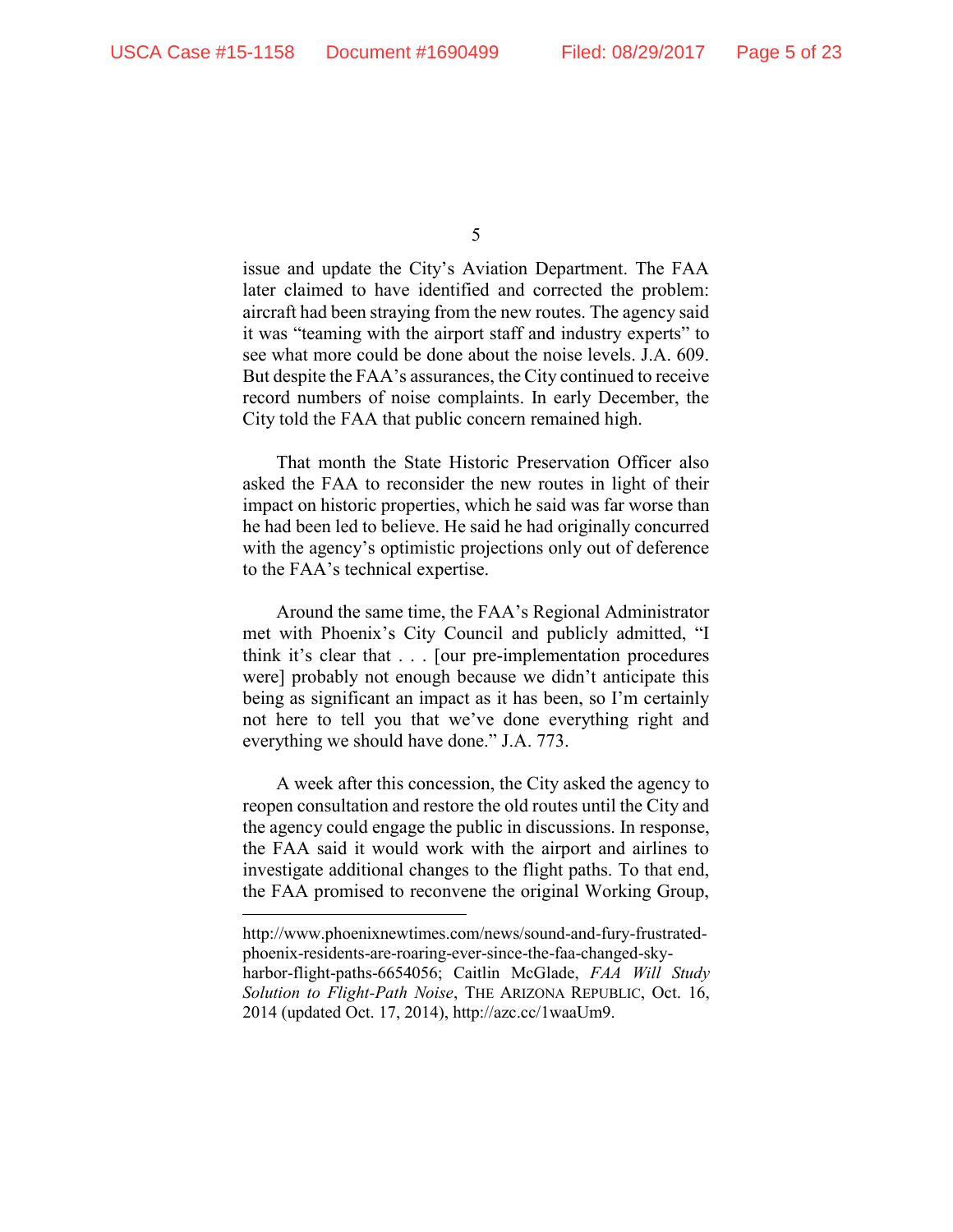issue and update the City's Aviation Department. The FAA later claimed to have identified and corrected the problem: aircraft had been straying from the new routes. The agency said it was "teaming with the airport staff and industry experts" to see what more could be done about the noise levels. J.A. 609. But despite the FAA's assurances, the City continued to receive record numbers of noise complaints. In early December, the City told the FAA that public concern remained high.

That month the State Historic Preservation Officer also asked the FAA to reconsider the new routes in light of their impact on historic properties, which he said was far worse than he had been led to believe. He said he had originally concurred with the agency's optimistic projections only out of deference to the FAA's technical expertise.

Around the same time, the FAA's Regional Administrator met with Phoenix's City Council and publicly admitted, "I think it's clear that . . . [our pre-implementation procedures were] probably not enough because we didn't anticipate this being as significant an impact as it has been, so I'm certainly not here to tell you that we've done everything right and everything we should have done." J.A. 773.

A week after this concession, the City asked the agency to reopen consultation and restore the old routes until the City and the agency could engage the public in discussions. In response, the FAA said it would work with the airport and airlines to investigate additional changes to the flight paths. To that end, the FAA promised to reconvene the original Working Group,

---

http://www.phoenixnewtimes.com/news/sound-and-fury-frustrated-phoenix-residents-are-roaring-ever-since-the-faa-changed-sky-harbor-flight-paths-6654056; Caitlin McGlade, *FAA Will Study Solution to Flight-Path Noise*, THE ARIZONA REPUBLIC, Oct. 16, 2014 (updated Oct. 17, 2014), http://azc.cc/1waaUm9.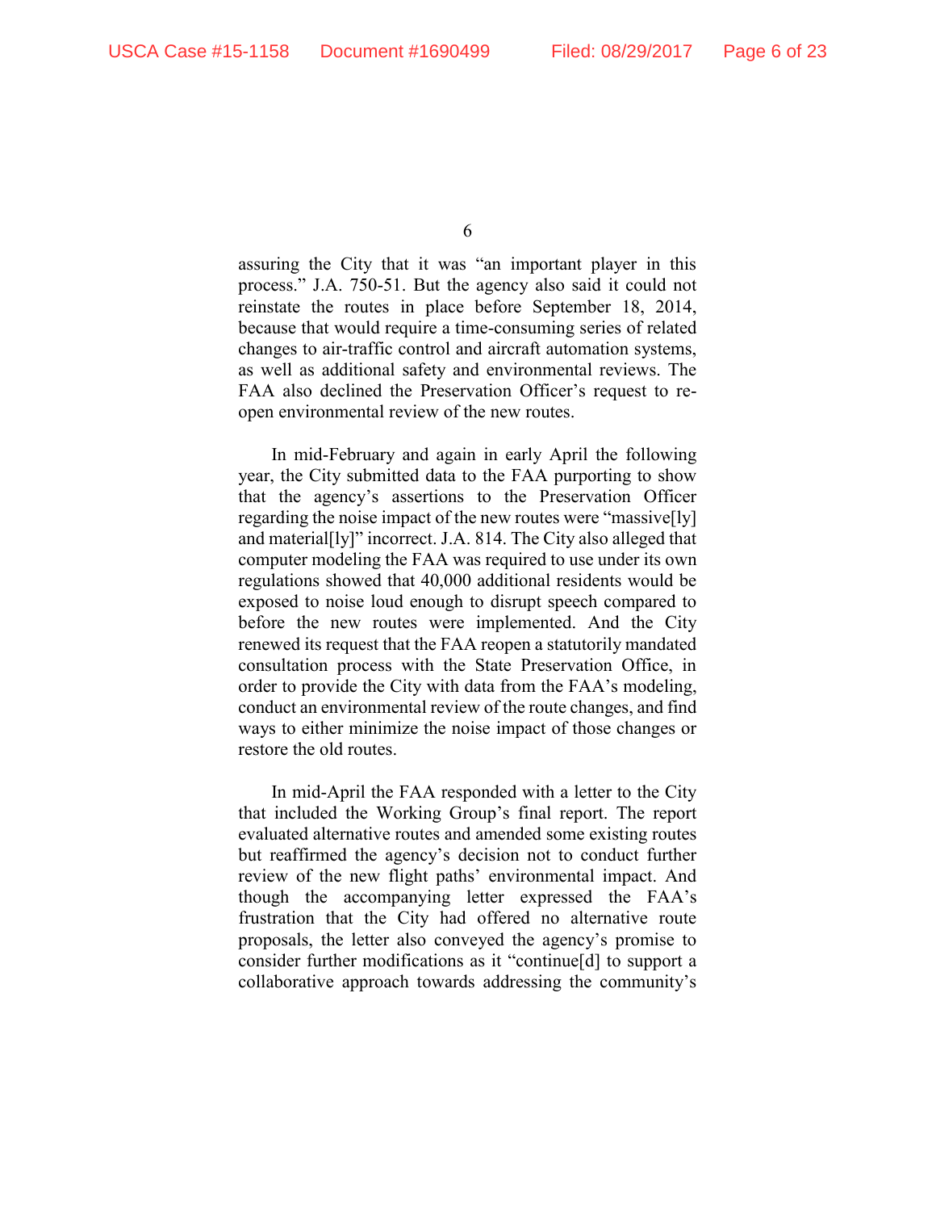assuring the City that it was "an important player in this process." J.A. 750-51. But the agency also said it could not reinstate the routes in place before September 18, 2014, because that would require a time-consuming series of related changes to air-traffic control and aircraft automation systems, as well as additional safety and environmental reviews. The FAA also declined the Preservation Officer's request to re-open environmental review of the new routes.

In mid-February and again in early April the following year, the City submitted data to the FAA purporting to show that the agency's assertions to the Preservation Officer regarding the noise impact of the new routes were "massive[ly] and material[ly]" incorrect. J.A. 814. The City also alleged that computer modeling the FAA was required to use under its own regulations showed that 40,000 additional residents would be exposed to noise loud enough to disrupt speech compared to before the new routes were implemented. And the City renewed its request that the FAA reopen a statutorily mandated consultation process with the State Preservation Office, in order to provide the City with data from the FAA's modeling, conduct an environmental review of the route changes, and find ways to either minimize the noise impact of those changes or restore the old routes.

In mid-April the FAA responded with a letter to the City that included the Working Group's final report. The report evaluated alternative routes and amended some existing routes but reaffirmed the agency's decision not to conduct further review of the new flight paths' environmental impact. And though the accompanying letter expressed the FAA's frustration that the City had offered no alternative route proposals, the letter also conveyed the agency's promise to consider further modifications as it "continue[d] to support a collaborative approach towards addressing the community's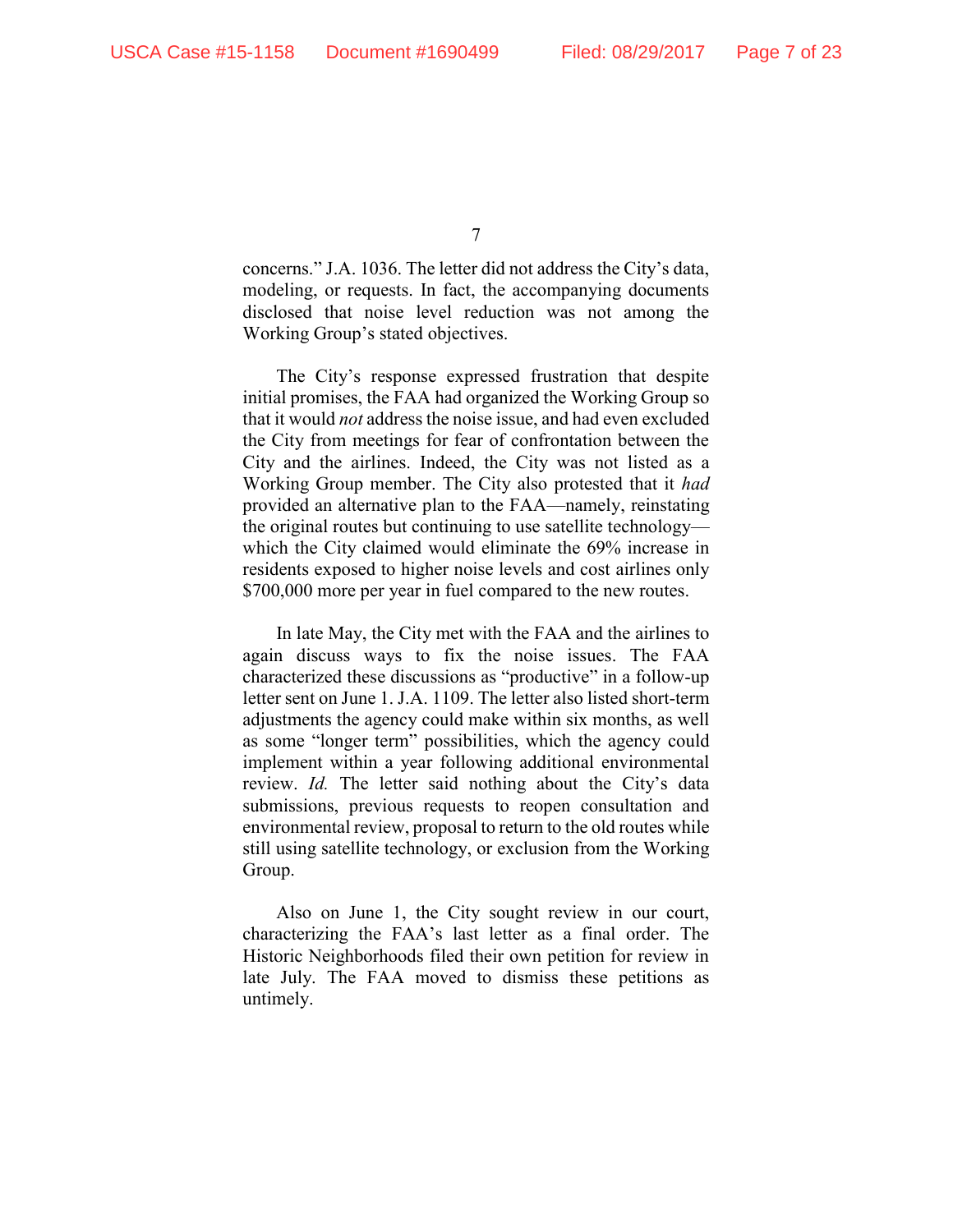concerns." J.A. 1036. The letter did not address the City's data, modeling, or requests. In fact, the accompanying documents disclosed that noise level reduction was not among the Working Group's stated objectives.

The City's response expressed frustration that despite initial promises, the FAA had organized the Working Group so that it would *not* address the noise issue, and had even excluded the City from meetings for fear of confrontation between the City and the airlines. Indeed, the City was not listed as a Working Group member. The City also protested that it *had* provided an alternative plan to the FAA—namely, reinstating the original routes but continuing to use satellite technology—which the City claimed would eliminate the 69% increase in residents exposed to higher noise levels and cost airlines only $700,000 more per year in fuel compared to the new routes.

In late May, the City met with the FAA and the airlines to again discuss ways to fix the noise issues. The FAA characterized these discussions as "productive" in a follow-up letter sent on June 1. J.A. 1109. The letter also listed short-term adjustments the agency could make within six months, as well as some "longer term" possibilities, which the agency could implement within a year following additional environmental review. *Id.* The letter said nothing about the City's data submissions, previous requests to reopen consultation and environmental review, proposal to return to the old routes while still using satellite technology, or exclusion from the Working Group.

Also on June 1, the City sought review in our court, characterizing the FAA's last letter as a final order. The Historic Neighborhoods filed their own petition for review in late July. The FAA moved to dismiss these petitions as untimely.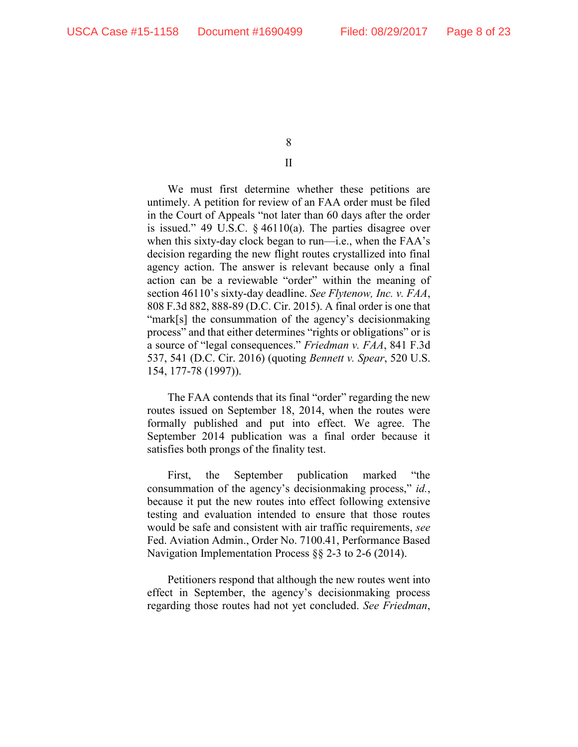## II

We must first determine whether these petitions are untimely. A petition for review of an FAA order must be filed in the Court of Appeals "not later than 60 days after the order is issued." 49 U.S.C. § 46110(a). The parties disagree over when this sixty-day clock began to run—i.e., when the FAA's decision regarding the new flight routes crystallized into final agency action. The answer is relevant because only a final action can be a reviewable "order" within the meaning of section 46110's sixty-day deadline. *See Flytenow, Inc. v. FAA*, 808 F.3d 882, 888-89 (D.C. Cir. 2015). A final order is one that "mark[s] the consummation of the agency's decisionmaking process" and that either determines "rights or obligations" or is a source of "legal consequences." *Friedman v. FAA*, 841 F.3d 537, 541 (D.C. Cir. 2016) (quoting *Bennett v. Spear*, 520 U.S. 154, 177-78 (1997)).

The FAA contends that its final "order" regarding the new routes issued on September 18, 2014, when the routes were formally published and put into effect. We agree. The September 2014 publication was a final order because it satisfies both prongs of the finality test.

First, the September publication marked "the consummation of the agency's decisionmaking process," *id.*, because it put the new routes into effect following extensive testing and evaluation intended to ensure that those routes would be safe and consistent with air traffic requirements, *see* Fed. Aviation Admin., Order No. 7100.41, Performance Based Navigation Implementation Process §§ 2-3 to 2-6 (2014).

Petitioners respond that although the new routes went into effect in September, the agency's decisionmaking process regarding those routes had not yet concluded. *See Friedman*,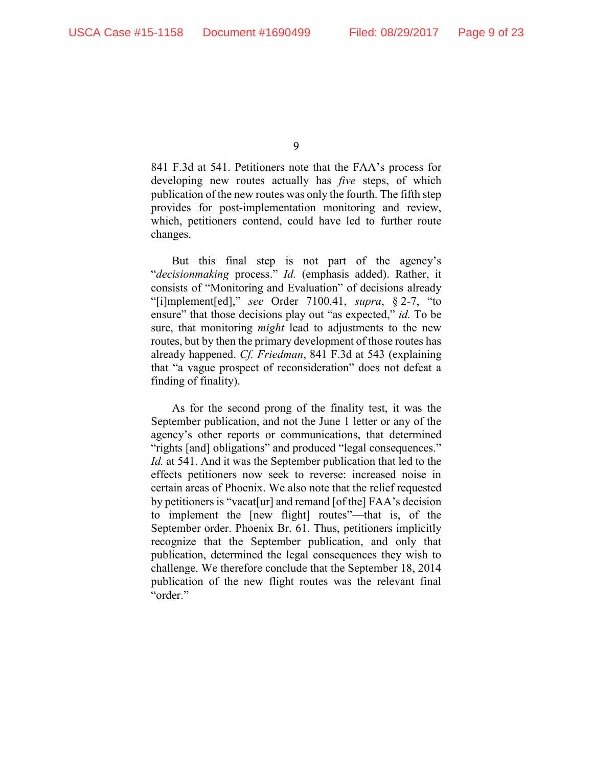841 F.3d at 541. Petitioners note that the FAA's process for developing new routes actually has *five* steps, of which publication of the new routes was only the fourth. The fifth step provides for post-implementation monitoring and review, which, petitioners contend, could have led to further route changes.

But this final step is not part of the agency's "*decisionmaking* process." *Id.* (emphasis added). Rather, it consists of "Monitoring and Evaluation" of decisions already "[i]mplement[ed]," *see* Order 7100.41, *supra*, § 2-7, "to ensure" that those decisions play out "as expected," *id.* To be sure, that monitoring *might* lead to adjustments to the new routes, but by then the primary development of those routes has already happened. *Cf. Friedman*, 841 F.3d at 543 (explaining that "a vague prospect of reconsideration" does not defeat a finding of finality).

As for the second prong of the finality test, it was the September publication, and not the June 1 letter or any of the agency's other reports or communications, that determined "rights [and] obligations" and produced "legal consequences." *Id.* at 541. And it was the September publication that led to the effects petitioners now seek to reverse: increased noise in certain areas of Phoenix. We also note that the relief requested by petitioners is "vacat[ur] and remand [of the] FAA's decision to implement the [new flight] routes"—that is, of the September order. Phoenix Br. 61. Thus, petitioners implicitly recognize that the September publication, and only that publication, determined the legal consequences they wish to challenge. We therefore conclude that the September 18, 2014 publication of the new flight routes was the relevant final "order."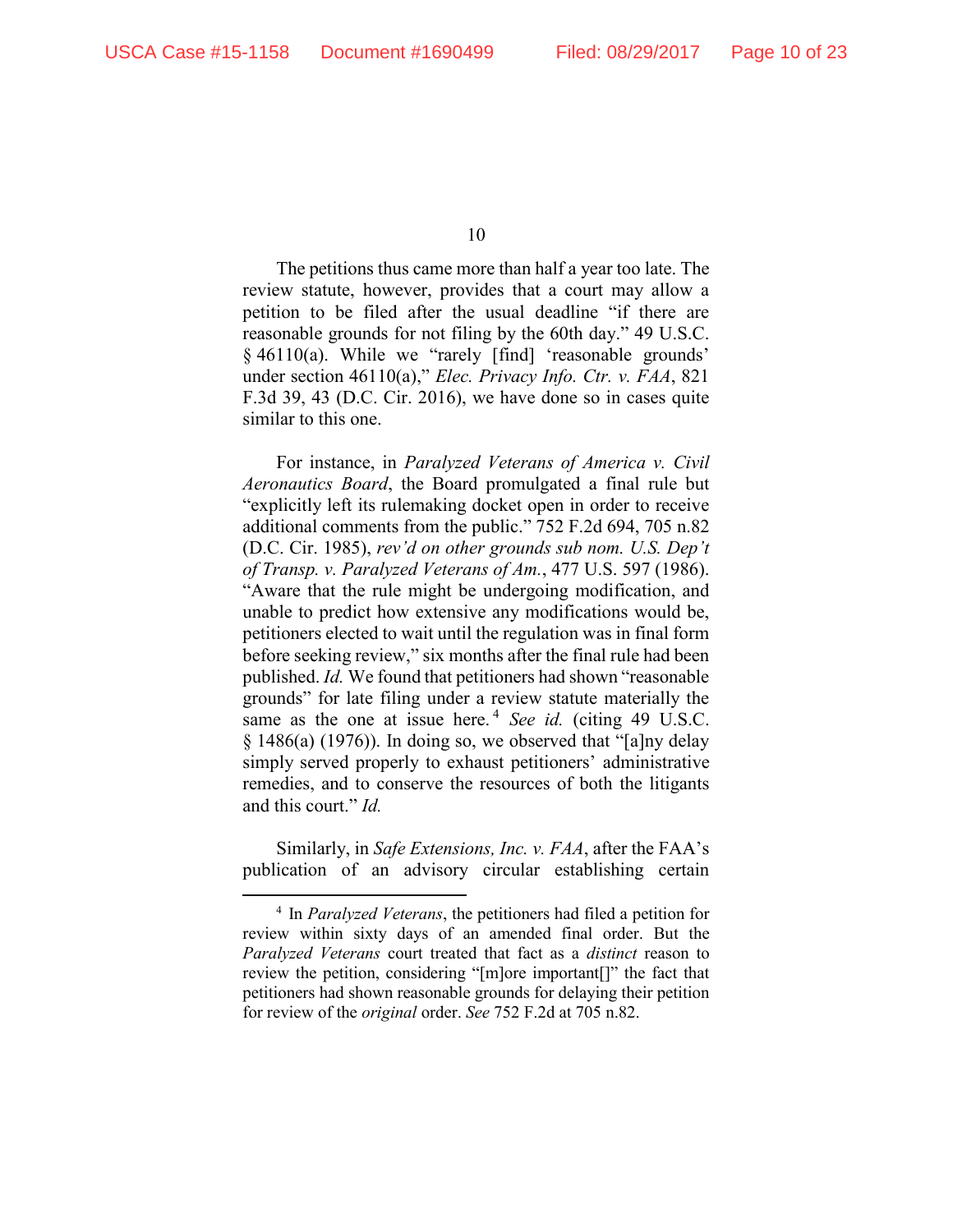The petitions thus came more than half a year too late. The review statute, however, provides that a court may allow a petition to be filed after the usual deadline "if there are reasonable grounds for not filing by the 60th day." 49 U.S.C. § 46110(a). While we "rarely [find] 'reasonable grounds' under section 46110(a)," *Elec. Privacy Info. Ctr. v. FAA*, 821 F.3d 39, 43 (D.C. Cir. 2016), we have done so in cases quite similar to this one.

For instance, in *Paralyzed Veterans of America v. Civil Aeronautics Board*, the Board promulgated a final rule but "explicitly left its rulemaking docket open in order to receive additional comments from the public." 752 F.2d 694, 705 n.82 (D.C. Cir. 1985), *rev'd on other grounds sub nom. U.S. Dep't of Transp. v. Paralyzed Veterans of Am.*, 477 U.S. 597 (1986). "Aware that the rule might be undergoing modification, and unable to predict how extensive any modifications would be, petitioners elected to wait until the regulation was in final form before seeking review," six months after the final rule had been published. *Id.* We found that petitioners had shown "reasonable grounds" for late filing under a review statute materially the same as the one at issue here.[4] *See id.* (citing 49 U.S.C. § 1486(a) (1976)). In doing so, we observed that "[a]ny delay simply served properly to exhaust petitioners' administrative remedies, and to conserve the resources of both the litigants and this court." *Id.*

Similarly, in *Safe Extensions, Inc. v. FAA*, after the FAA's publication of an advisory circular establishing certain

---

[4] In *Paralyzed Veterans*, the petitioners had filed a petition for review within sixty days of an amended final order. But the *Paralyzed Veterans* court treated that fact as a *distinct* reason to review the petition, considering "[m]ore important[]" the fact that petitioners had shown reasonable grounds for delaying their petition for review of the *original* order. *See* 752 F.2d at 705 n.82.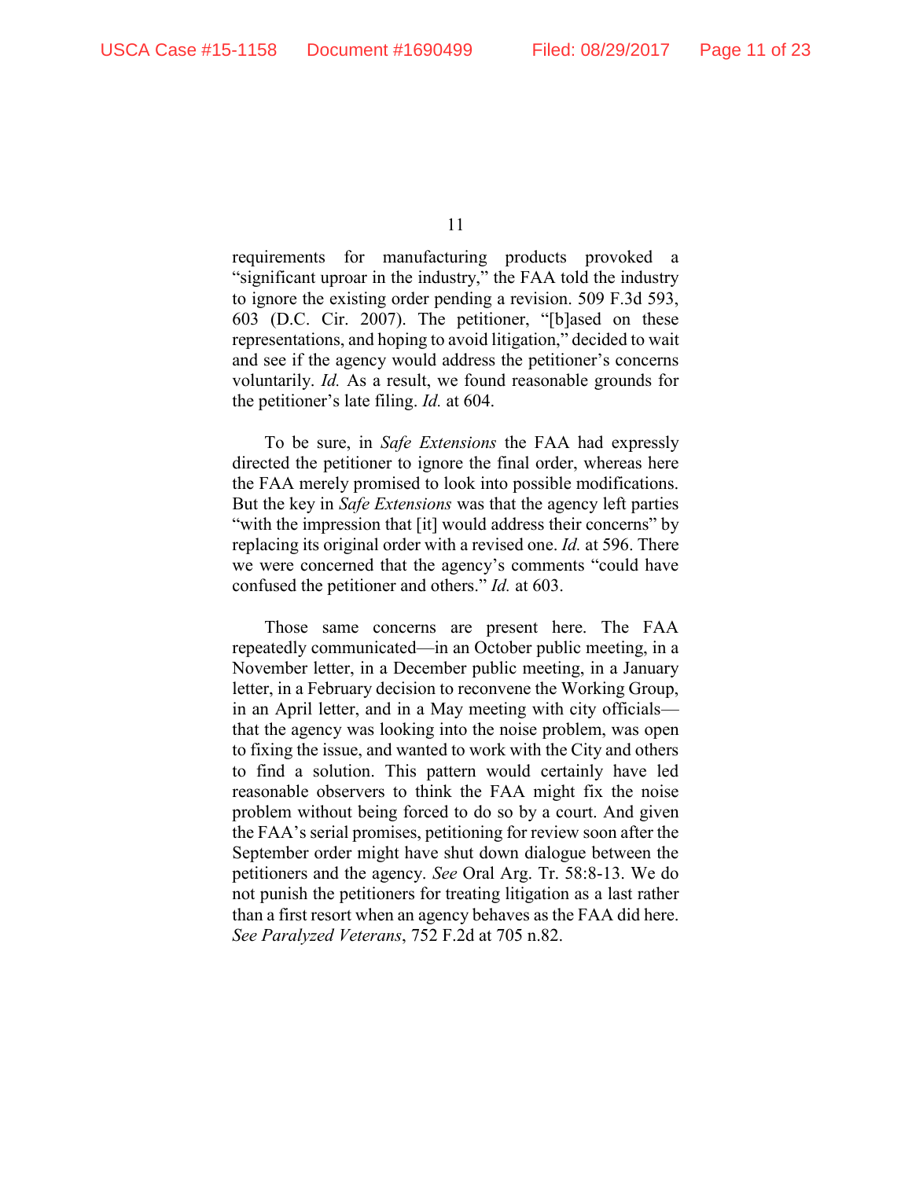requirements for manufacturing products provoked a "significant uproar in the industry," the FAA told the industry to ignore the existing order pending a revision. 509 F.3d 593, 603 (D.C. Cir. 2007). The petitioner, "[b]ased on these representations, and hoping to avoid litigation," decided to wait and see if the agency would address the petitioner's concerns voluntarily. *Id.* As a result, we found reasonable grounds for the petitioner's late filing. *Id.* at 604.

To be sure, in *Safe Extensions* the FAA had expressly directed the petitioner to ignore the final order, whereas here the FAA merely promised to look into possible modifications. But the key in *Safe Extensions* was that the agency left parties "with the impression that [it] would address their concerns" by replacing its original order with a revised one. *Id.* at 596. There we were concerned that the agency's comments "could have confused the petitioner and others." *Id.* at 603.

Those same concerns are present here. The FAA repeatedly communicated—in an October public meeting, in a November letter, in a December public meeting, in a January letter, in a February decision to reconvene the Working Group, in an April letter, and in a May meeting with city officials—that the agency was looking into the noise problem, was open to fixing the issue, and wanted to work with the City and others to find a solution. This pattern would certainly have led reasonable observers to think the FAA might fix the noise problem without being forced to do so by a court. And given the FAA's serial promises, petitioning for review soon after the September order might have shut down dialogue between the petitioners and the agency. *See* Oral Arg. Tr. 58:8-13. We do not punish the petitioners for treating litigation as a last rather than a first resort when an agency behaves as the FAA did here. *See Paralyzed Veterans*, 752 F.2d at 705 n.82.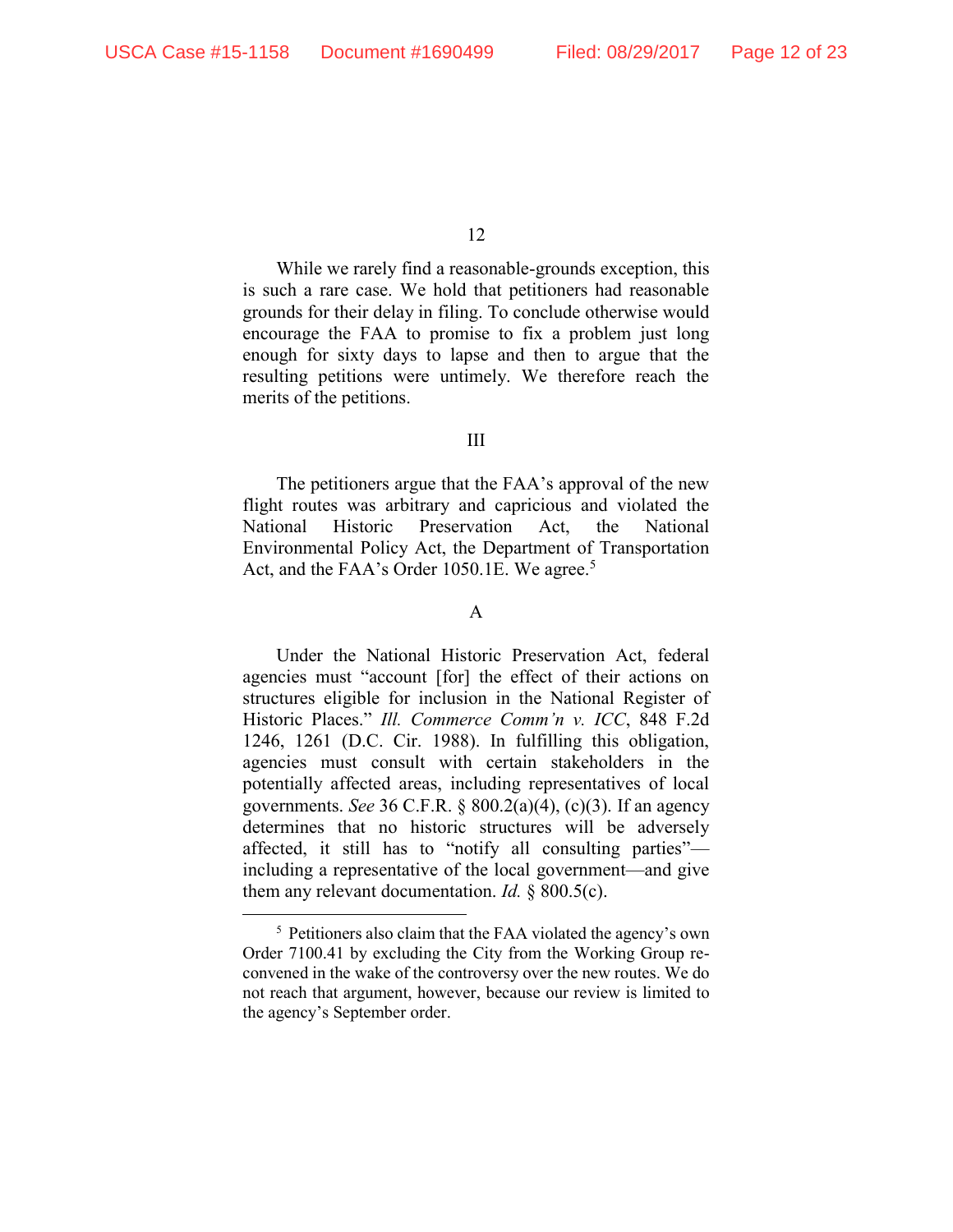While we rarely find a reasonable-grounds exception, this is such a rare case. We hold that petitioners had reasonable grounds for their delay in filing. To conclude otherwise would encourage the FAA to promise to fix a problem just long enough for sixty days to lapse and then to argue that the resulting petitions were untimely. We therefore reach the merits of the petitions.

## III

The petitioners argue that the FAA's approval of the new flight routes was arbitrary and capricious and violated the National Historic Preservation Act, the National Environmental Policy Act, the Department of Transportation Act, and the FAA's Order 1050.1E. We agree.[5]

### A

Under the National Historic Preservation Act, federal agencies must "account [for] the effect of their actions on structures eligible for inclusion in the National Register of Historic Places." *Ill. Commerce Comm'n v. ICC*, 848 F.2d 1246, 1261 (D.C. Cir. 1988). In fulfilling this obligation, agencies must consult with certain stakeholders in the potentially affected areas, including representatives of local governments. *See* 36 C.F.R. § 800.2(a)(4), (c)(3). If an agency determines that no historic structures will be adversely affected, it still has to "notify all consulting parties"—including a representative of the local government—and give them any relevant documentation. *Id.* § 800.5(c).

---

[5] Petitioners also claim that the FAA violated the agency's own Order 7100.41 by excluding the City from the Working Group reconvened in the wake of the controversy over the new routes. We do not reach that argument, however, because our review is limited to the agency's September order.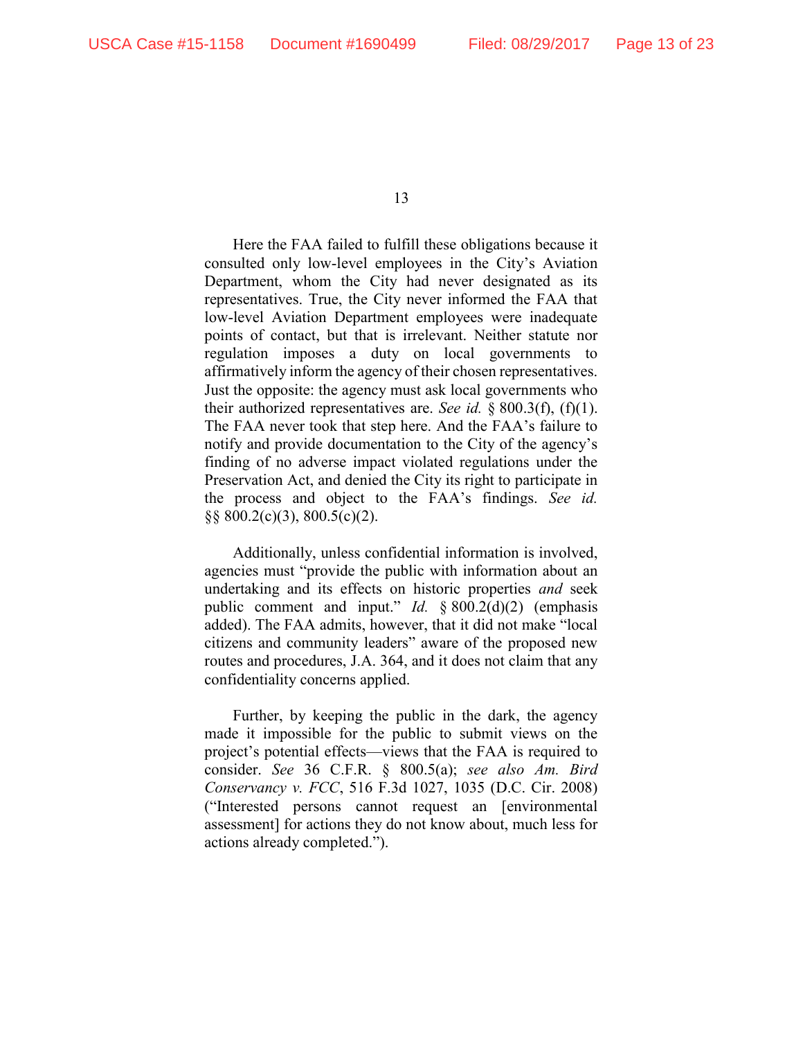Here the FAA failed to fulfill these obligations because it consulted only low-level employees in the City's Aviation Department, whom the City had never designated as its representatives. True, the City never informed the FAA that low-level Aviation Department employees were inadequate points of contact, but that is irrelevant. Neither statute nor regulation imposes a duty on local governments to affirmatively inform the agency of their chosen representatives. Just the opposite: the agency must ask local governments who their authorized representatives are. *See id.* § 800.3(f), (f)(1). The FAA never took that step here. And the FAA's failure to notify and provide documentation to the City of the agency's finding of no adverse impact violated regulations under the Preservation Act, and denied the City its right to participate in the process and object to the FAA's findings. *See id.* §§ 800.2(c)(3), 800.5(c)(2).

Additionally, unless confidential information is involved, agencies must "provide the public with information about an undertaking and its effects on historic properties *and* seek public comment and input." *Id.* § 800.2(d)(2) (emphasis added). The FAA admits, however, that it did not make "local citizens and community leaders" aware of the proposed new routes and procedures, J.A. 364, and it does not claim that any confidentiality concerns applied.

Further, by keeping the public in the dark, the agency made it impossible for the public to submit views on the project's potential effects—views that the FAA is required to consider. *See* 36 C.F.R. § 800.5(a); *see also Am. Bird Conservancy v. FCC*, 516 F.3d 1027, 1035 (D.C. Cir. 2008) ("Interested persons cannot request an [environmental assessment] for actions they do not know about, much less for actions already completed.").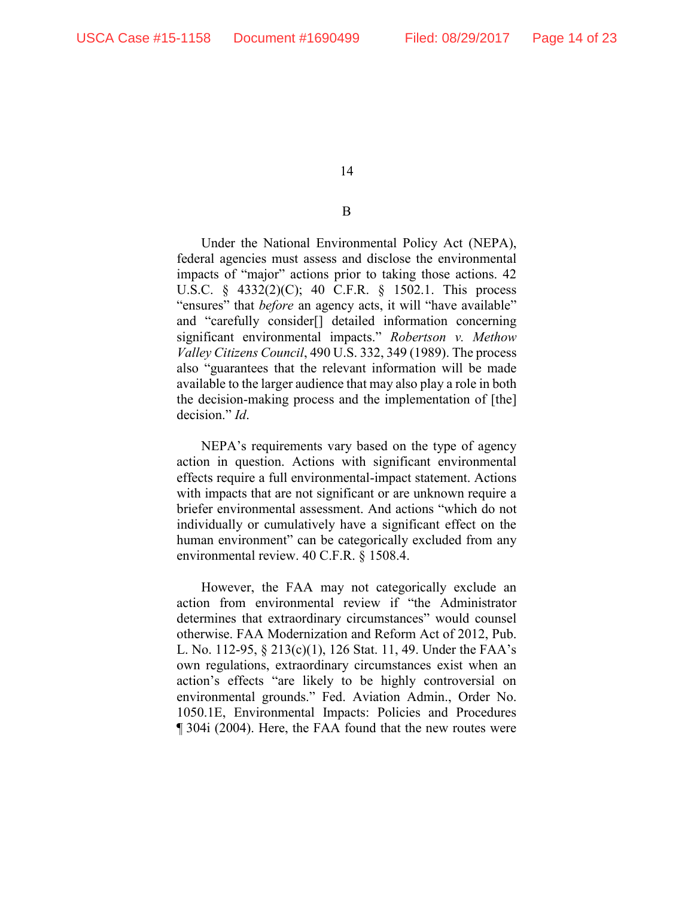B

Under the National Environmental Policy Act (NEPA), federal agencies must assess and disclose the environmental impacts of "major" actions prior to taking those actions. 42 U.S.C. § 4332(2)(C); 40 C.F.R. § 1502.1. This process "ensures" that *before* an agency acts, it will "have available" and "carefully consider[] detailed information concerning significant environmental impacts." *Robertson v. Methow Valley Citizens Council*, 490 U.S. 332, 349 (1989). The process also "guarantees that the relevant information will be made available to the larger audience that may also play a role in both the decision-making process and the implementation of [the] decision." *Id*.

NEPA's requirements vary based on the type of agency action in question. Actions with significant environmental effects require a full environmental-impact statement. Actions with impacts that are not significant or are unknown require a briefer environmental assessment. And actions "which do not individually or cumulatively have a significant effect on the human environment" can be categorically excluded from any environmental review. 40 C.F.R. § 1508.4.

However, the FAA may not categorically exclude an action from environmental review if "the Administrator determines that extraordinary circumstances" would counsel otherwise. FAA Modernization and Reform Act of 2012, Pub. L. No. 112-95, § 213(c)(1), 126 Stat. 11, 49. Under the FAA's own regulations, extraordinary circumstances exist when an action's effects "are likely to be highly controversial on environmental grounds." Fed. Aviation Admin., Order No. 1050.1E, Environmental Impacts: Policies and Procedures ¶ 304i (2004). Here, the FAA found that the new routes were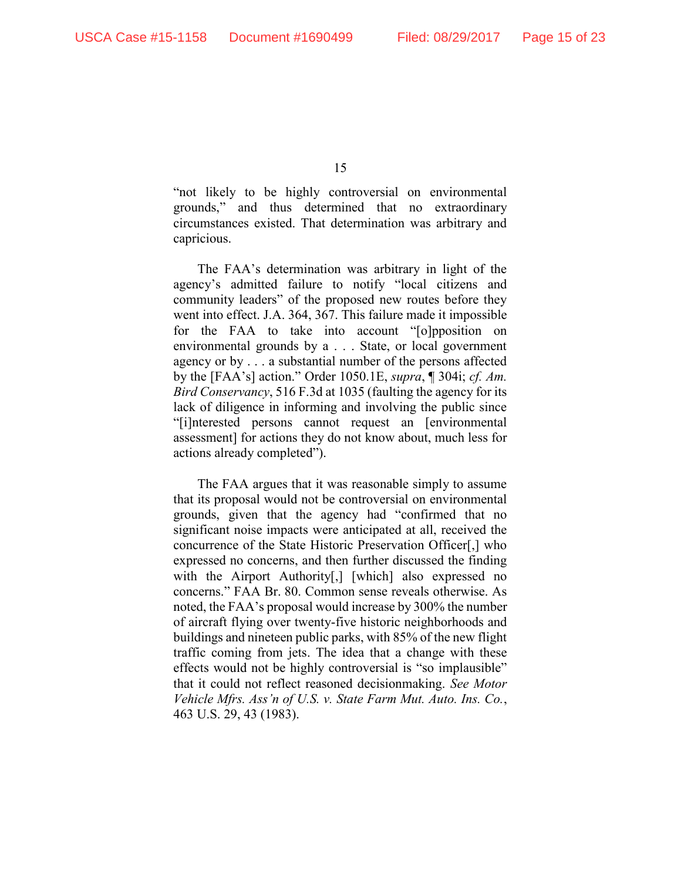"not likely to be highly controversial on environmental grounds," and thus determined that no extraordinary circumstances existed. That determination was arbitrary and capricious.

The FAA's determination was arbitrary in light of the agency's admitted failure to notify "local citizens and community leaders" of the proposed new routes before they went into effect. J.A. 364, 367. This failure made it impossible for the FAA to take into account "[o]pposition on environmental grounds by a . . . State, or local government agency or by . . . a substantial number of the persons affected by the [FAA's] action." Order 1050.1E, *supra*, ¶ 304i; *cf. Am. Bird Conservancy*, 516 F.3d at 1035 (faulting the agency for its lack of diligence in informing and involving the public since "[i]nterested persons cannot request an [environmental assessment] for actions they do not know about, much less for actions already completed").

The FAA argues that it was reasonable simply to assume that its proposal would not be controversial on environmental grounds, given that the agency had "confirmed that no significant noise impacts were anticipated at all, received the concurrence of the State Historic Preservation Officer[,] who expressed no concerns, and then further discussed the finding with the Airport Authority[,] [which] also expressed no concerns." FAA Br. 80. Common sense reveals otherwise. As noted, the FAA's proposal would increase by 300% the number of aircraft flying over twenty-five historic neighborhoods and buildings and nineteen public parks, with 85% of the new flight traffic coming from jets. The idea that a change with these effects would not be highly controversial is "so implausible" that it could not reflect reasoned decisionmaking. *See Motor Vehicle Mfrs. Ass'n of U.S. v. State Farm Mut. Auto. Ins. Co.*, 463 U.S. 29, 43 (1983).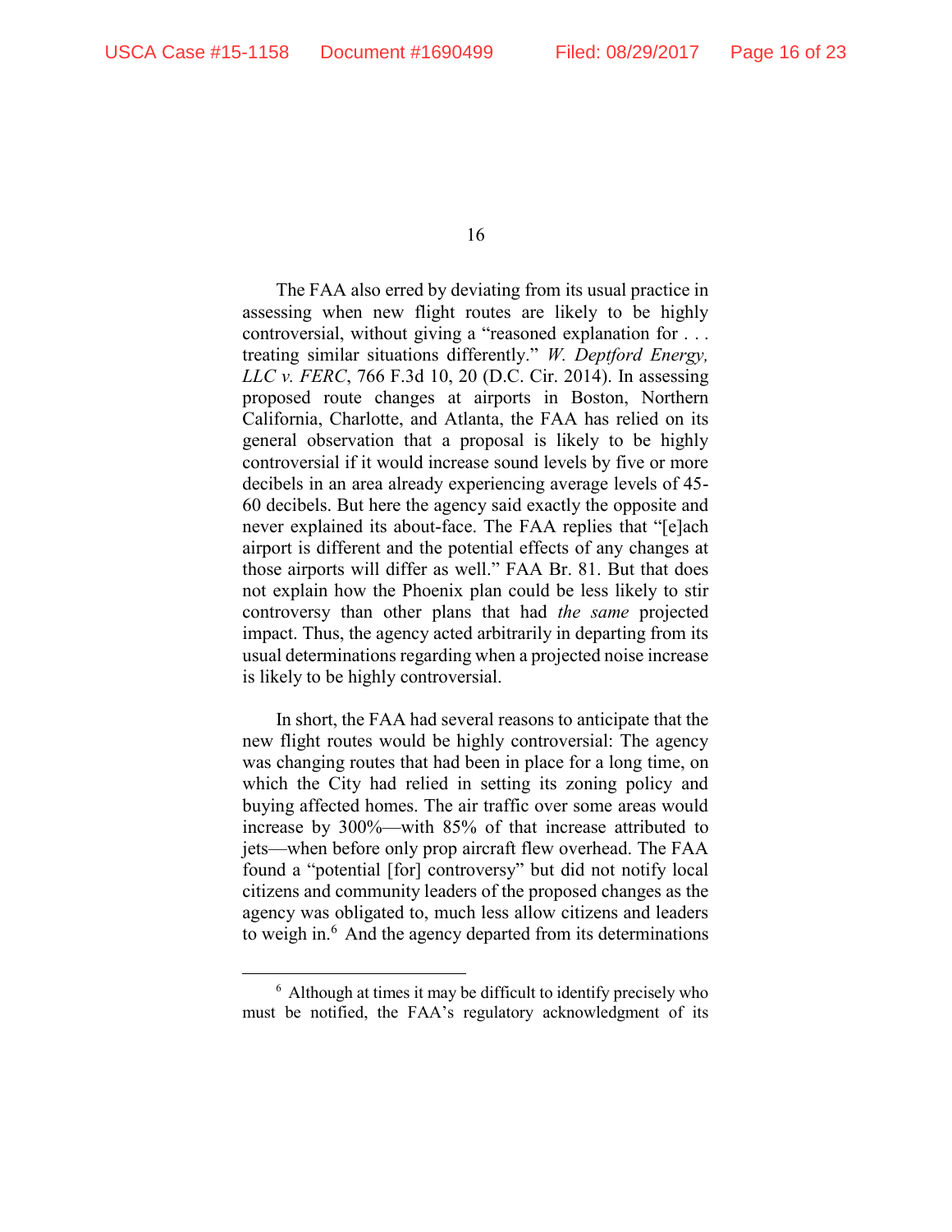The FAA also erred by deviating from its usual practice in assessing when new flight routes are likely to be highly controversial, without giving a "reasoned explanation for . . . treating similar situations differently." *W. Deptford Energy, LLC v. FERC*, 766 F.3d 10, 20 (D.C. Cir. 2014). In assessing proposed route changes at airports in Boston, Northern California, Charlotte, and Atlanta, the FAA has relied on its general observation that a proposal is likely to be highly controversial if it would increase sound levels by five or more decibels in an area already experiencing average levels of 45-60 decibels. But here the agency said exactly the opposite and never explained its about-face. The FAA replies that "[e]ach airport is different and the potential effects of any changes at those airports will differ as well." FAA Br. 81. But that does not explain how the Phoenix plan could be less likely to stir controversy than other plans that had *the same* projected impact. Thus, the agency acted arbitrarily in departing from its usual determinations regarding when a projected noise increase is likely to be highly controversial.

In short, the FAA had several reasons to anticipate that the new flight routes would be highly controversial: The agency was changing routes that had been in place for a long time, on which the City had relied in setting its zoning policy and buying affected homes. The air traffic over some areas would increase by 300%—with 85% of that increase attributed to jets—when before only prop aircraft flew overhead. The FAA found a "potential [for] controversy" but did not notify local citizens and community leaders of the proposed changes as the agency was obligated to, much less allow citizens and leaders to weigh in.[6] And the agency departed from its determinations

[6] Although at times it may be difficult to identify precisely who must be notified, the FAA's regulatory acknowledgment of its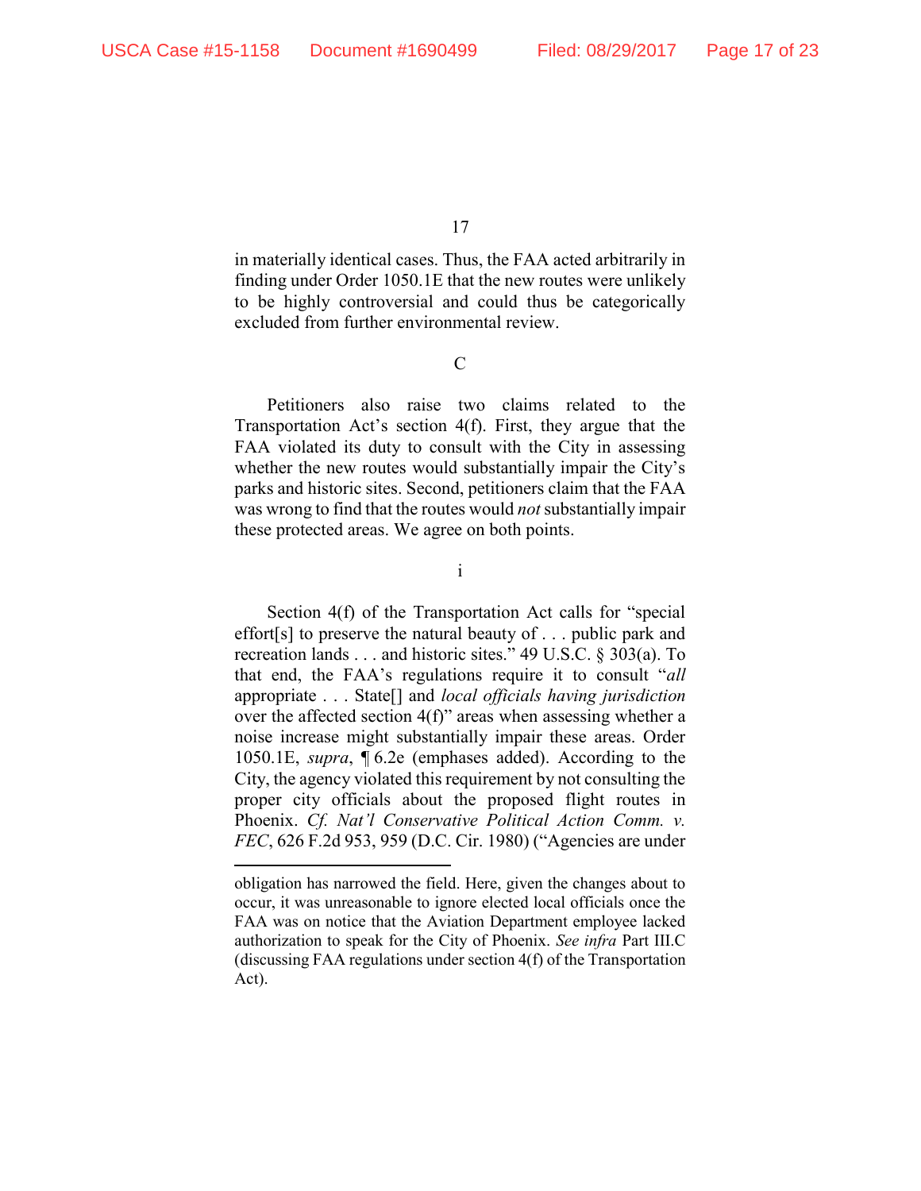in materially identical cases. Thus, the FAA acted arbitrarily in finding under Order 1050.1E that the new routes were unlikely to be highly controversial and could thus be categorically excluded from further environmental review.

### C

Petitioners also raise two claims related to the Transportation Act's section 4(f). First, they argue that the FAA violated its duty to consult with the City in assessing whether the new routes would substantially impair the City's parks and historic sites. Second, petitioners claim that the FAA was wrong to find that the routes would *not* substantially impair these protected areas. We agree on both points.

#### i

Section 4(f) of the Transportation Act calls for "special effort[s] to preserve the natural beauty of . . . public park and recreation lands . . . and historic sites." 49 U.S.C. § 303(a). To that end, the FAA's regulations require it to consult "*all* appropriate . . . State[] and *local officials having jurisdiction* over the affected section 4(f)" areas when assessing whether a noise increase might substantially impair these areas. Order 1050.1E, *supra*, ¶ 6.2e (emphases added). According to the City, the agency violated this requirement by not consulting the proper city officials about the proposed flight routes in Phoenix. *Cf. Nat'l Conservative Political Action Comm. v. FEC*, 626 F.2d 953, 959 (D.C. Cir. 1980) ("Agencies are under

---

obligation has narrowed the field. Here, given the changes about to occur, it was unreasonable to ignore elected local officials once the FAA was on notice that the Aviation Department employee lacked authorization to speak for the City of Phoenix. *See infra* Part III.C (discussing FAA regulations under section 4(f) of the Transportation Act).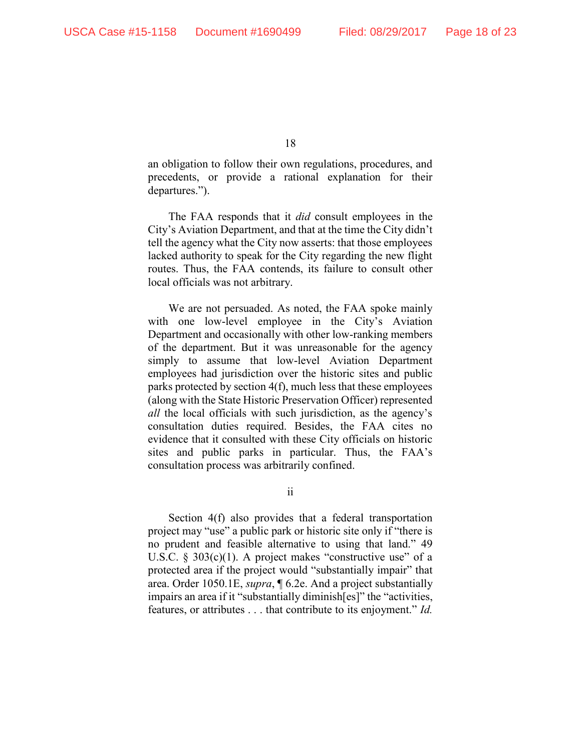an obligation to follow their own regulations, procedures, and precedents, or provide a rational explanation for their departures.").

The FAA responds that it *did* consult employees in the City's Aviation Department, and that at the time the City didn't tell the agency what the City now asserts: that those employees lacked authority to speak for the City regarding the new flight routes. Thus, the FAA contends, its failure to consult other local officials was not arbitrary.

We are not persuaded. As noted, the FAA spoke mainly with one low-level employee in the City's Aviation Department and occasionally with other low-ranking members of the department. But it was unreasonable for the agency simply to assume that low-level Aviation Department employees had jurisdiction over the historic sites and public parks protected by section 4(f), much less that these employees (along with the State Historic Preservation Officer) represented *all* the local officials with such jurisdiction, as the agency's consultation duties required. Besides, the FAA cites no evidence that it consulted with these City officials on historic sites and public parks in particular. Thus, the FAA's consultation process was arbitrarily confined.

ii

Section 4(f) also provides that a federal transportation project may "use" a public park or historic site only if "there is no prudent and feasible alternative to using that land." 49 U.S.C. § 303(c)(1). A project makes "constructive use" of a protected area if the project would "substantially impair" that area. Order 1050.1E, *supra*, ¶ 6.2e. And a project substantially impairs an area if it "substantially diminish[es]" the "activities, features, or attributes . . . that contribute to its enjoyment." *Id.*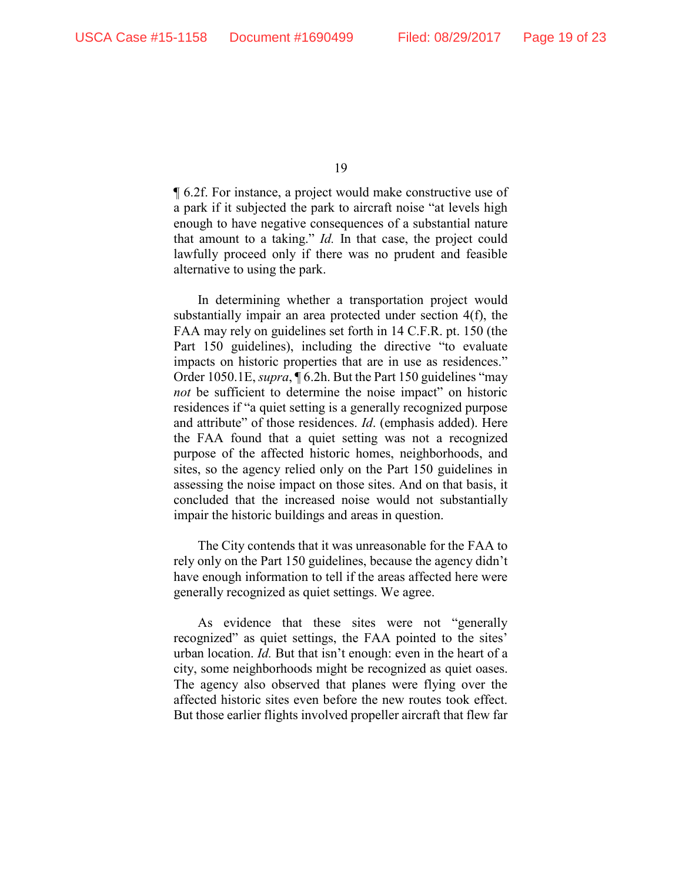¶ 6.2f. For instance, a project would make constructive use of a park if it subjected the park to aircraft noise "at levels high enough to have negative consequences of a substantial nature that amount to a taking." *Id.* In that case, the project could lawfully proceed only if there was no prudent and feasible alternative to using the park.

In determining whether a transportation project would substantially impair an area protected under section 4(f), the FAA may rely on guidelines set forth in 14 C.F.R. pt. 150 (the Part 150 guidelines), including the directive "to evaluate impacts on historic properties that are in use as residences." Order 1050.1E, *supra*, ¶ 6.2h. But the Part 150 guidelines "may *not* be sufficient to determine the noise impact" on historic residences if "a quiet setting is a generally recognized purpose and attribute" of those residences. *Id*. (emphasis added). Here the FAA found that a quiet setting was not a recognized purpose of the affected historic homes, neighborhoods, and sites, so the agency relied only on the Part 150 guidelines in assessing the noise impact on those sites. And on that basis, it concluded that the increased noise would not substantially impair the historic buildings and areas in question.

The City contends that it was unreasonable for the FAA to rely only on the Part 150 guidelines, because the agency didn't have enough information to tell if the areas affected here were generally recognized as quiet settings. We agree.

As evidence that these sites were not "generally recognized" as quiet settings, the FAA pointed to the sites' urban location. *Id.* But that isn't enough: even in the heart of a city, some neighborhoods might be recognized as quiet oases. The agency also observed that planes were flying over the affected historic sites even before the new routes took effect. But those earlier flights involved propeller aircraft that flew far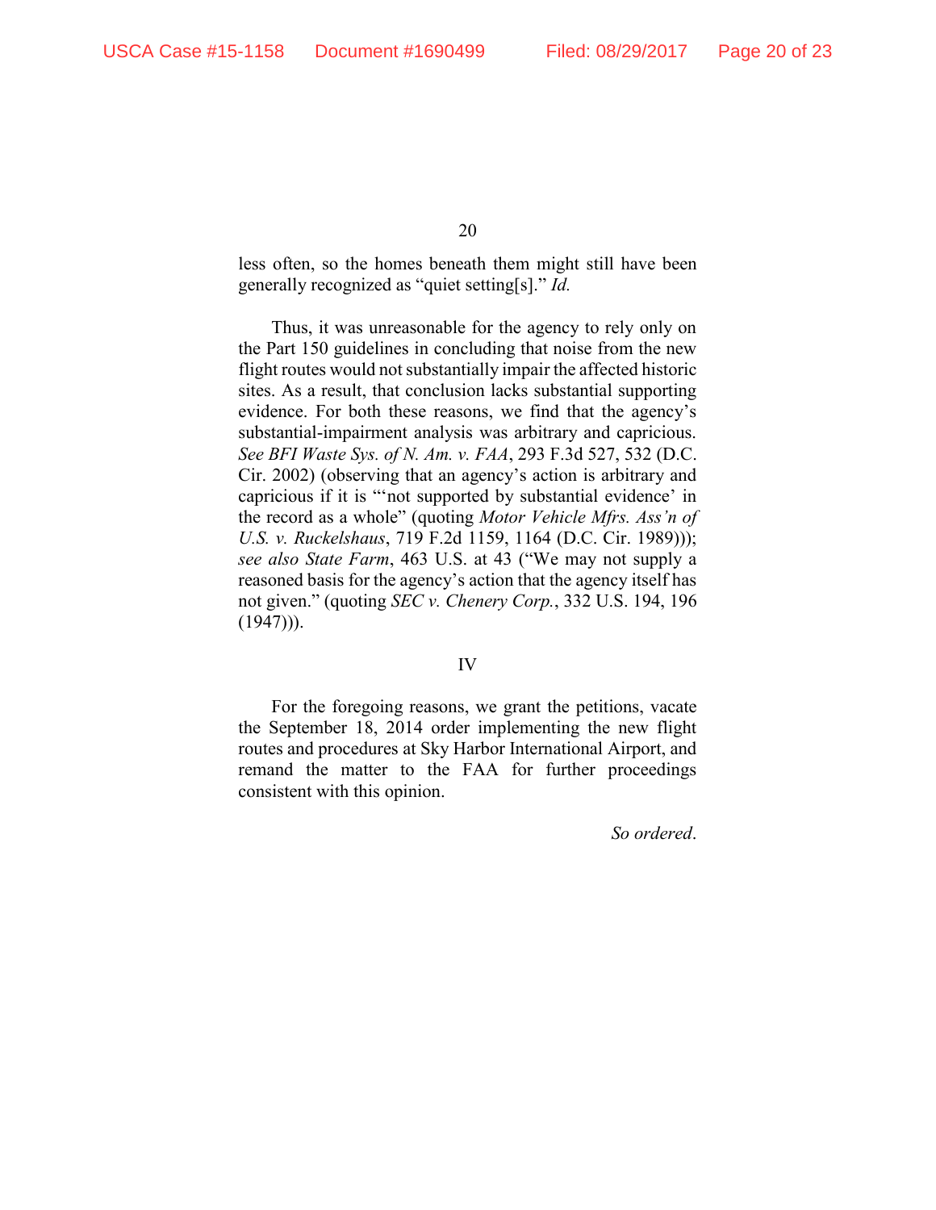less often, so the homes beneath them might still have been generally recognized as "quiet setting[s]." *Id.*

Thus, it was unreasonable for the agency to rely only on the Part 150 guidelines in concluding that noise from the new flight routes would not substantially impair the affected historic sites. As a result, that conclusion lacks substantial supporting evidence. For both these reasons, we find that the agency's substantial-impairment analysis was arbitrary and capricious. *See BFI Waste Sys. of N. Am. v. FAA*, 293 F.3d 527, 532 (D.C. Cir. 2002) (observing that an agency's action is arbitrary and capricious if it is "'not supported by substantial evidence' in the record as a whole" (quoting *Motor Vehicle Mfrs. Ass'n of U.S. v. Ruckelshaus*, 719 F.2d 1159, 1164 (D.C. Cir. 1989))); *see also State Farm*, 463 U.S. at 43 ("We may not supply a reasoned basis for the agency's action that the agency itself has not given." (quoting *SEC v. Chenery Corp.*, 332 U.S. 194, 196 (1947))).

## IV

For the foregoing reasons, we grant the petitions, vacate the September 18, 2014 order implementing the new flight routes and procedures at Sky Harbor International Airport, and remand the matter to the FAA for further proceedings consistent with this opinion.

*So ordered*.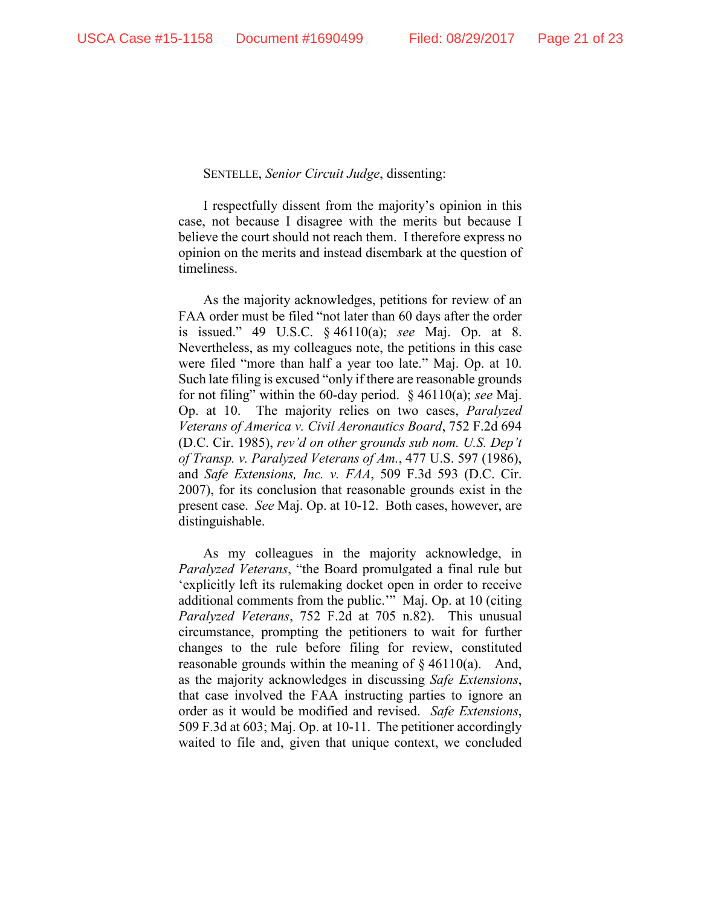SENTELLE, *Senior Circuit Judge*, dissenting:

I respectfully dissent from the majority's opinion in this case, not because I disagree with the merits but because I believe the court should not reach them. I therefore express no opinion on the merits and instead disembark at the question of timeliness.

As the majority acknowledges, petitions for review of an FAA order must be filed "not later than 60 days after the order is issued." 49 U.S.C. § 46110(a); *see* Maj. Op. at 8. Nevertheless, as my colleagues note, the petitions in this case were filed "more than half a year too late." Maj. Op. at 10. Such late filing is excused "only if there are reasonable grounds for not filing" within the 60-day period. § 46110(a); *see* Maj. Op. at 10. The majority relies on two cases, *Paralyzed Veterans of America v. Civil Aeronautics Board*, 752 F.2d 694 (D.C. Cir. 1985), *rev'd on other grounds sub nom. U.S. Dep't of Transp. v. Paralyzed Veterans of Am.*, 477 U.S. 597 (1986), and *Safe Extensions, Inc. v. FAA*, 509 F.3d 593 (D.C. Cir. 2007), for its conclusion that reasonable grounds exist in the present case. *See* Maj. Op. at 10-12. Both cases, however, are distinguishable.

As my colleagues in the majority acknowledge, in *Paralyzed Veterans*, "the Board promulgated a final rule but 'explicitly left its rulemaking docket open in order to receive additional comments from the public.'" Maj. Op. at 10 (citing *Paralyzed Veterans*, 752 F.2d at 705 n.82). This unusual circumstance, prompting the petitioners to wait for further changes to the rule before filing for review, constituted reasonable grounds within the meaning of § 46110(a). And, as the majority acknowledges in discussing *Safe Extensions*, that case involved the FAA instructing parties to ignore an order as it would be modified and revised. *Safe Extensions*, 509 F.3d at 603; Maj. Op. at 10-11. The petitioner accordingly waited to file and, given that unique context, we concluded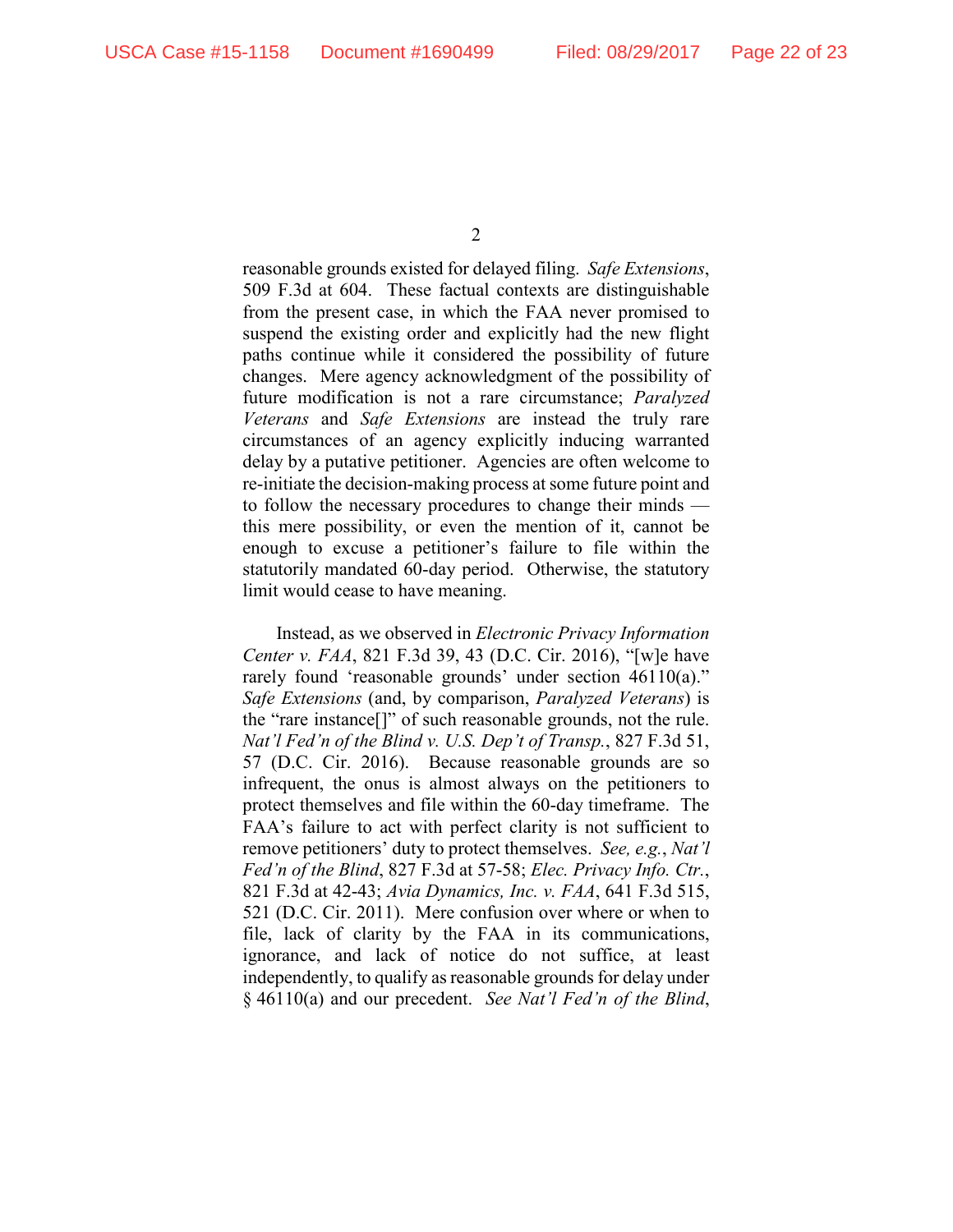reasonable grounds existed for delayed filing. *Safe Extensions*, 509 F.3d at 604. These factual contexts are distinguishable from the present case, in which the FAA never promised to suspend the existing order and explicitly had the new flight paths continue while it considered the possibility of future changes. Mere agency acknowledgment of the possibility of future modification is not a rare circumstance; *Paralyzed Veterans* and *Safe Extensions* are instead the truly rare circumstances of an agency explicitly inducing warranted delay by a putative petitioner. Agencies are often welcome to re-initiate the decision-making process at some future point and to follow the necessary procedures to change their minds — this mere possibility, or even the mention of it, cannot be enough to excuse a petitioner's failure to file within the statutorily mandated 60-day period. Otherwise, the statutory limit would cease to have meaning.

Instead, as we observed in *Electronic Privacy Information Center v. FAA*, 821 F.3d 39, 43 (D.C. Cir. 2016), "[w]e have rarely found 'reasonable grounds' under section 46110(a)." *Safe Extensions* (and, by comparison, *Paralyzed Veterans*) is the "rare instance[]" of such reasonable grounds, not the rule. *Nat'l Fed'n of the Blind v. U.S. Dep't of Transp.*, 827 F.3d 51, 57 (D.C. Cir. 2016). Because reasonable grounds are so infrequent, the onus is almost always on the petitioners to protect themselves and file within the 60-day timeframe. The FAA's failure to act with perfect clarity is not sufficient to remove petitioners' duty to protect themselves. *See, e.g.*, *Nat'l Fed'n of the Blind*, 827 F.3d at 57-58; *Elec. Privacy Info. Ctr.*, 821 F.3d at 42-43; *Avia Dynamics, Inc. v. FAA*, 641 F.3d 515, 521 (D.C. Cir. 2011). Mere confusion over where or when to file, lack of clarity by the FAA in its communications, ignorance, and lack of notice do not suffice, at least independently, to qualify as reasonable grounds for delay under § 46110(a) and our precedent. *See Nat'l Fed'n of the Blind*,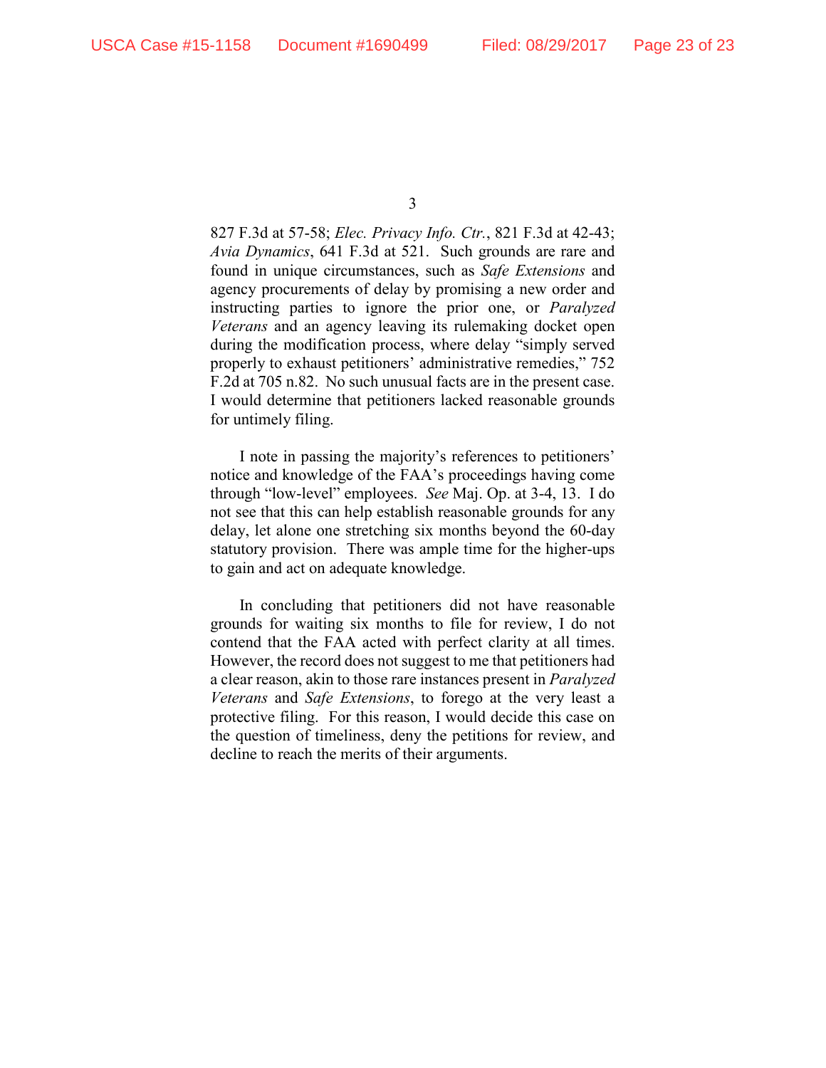827 F.3d at 57-58; *Elec. Privacy Info. Ctr.*, 821 F.3d at 42-43; *Avia Dynamics*, 641 F.3d at 521. Such grounds are rare and found in unique circumstances, such as *Safe Extensions* and agency procurements of delay by promising a new order and instructing parties to ignore the prior one, or *Paralyzed Veterans* and an agency leaving its rulemaking docket open during the modification process, where delay "simply served properly to exhaust petitioners' administrative remedies," 752 F.2d at 705 n.82. No such unusual facts are in the present case. I would determine that petitioners lacked reasonable grounds for untimely filing.

I note in passing the majority's references to petitioners' notice and knowledge of the FAA's proceedings having come through "low-level" employees. *See* Maj. Op. at 3-4, 13. I do not see that this can help establish reasonable grounds for any delay, let alone one stretching six months beyond the 60-day statutory provision. There was ample time for the higher-ups to gain and act on adequate knowledge.

In concluding that petitioners did not have reasonable grounds for waiting six months to file for review, I do not contend that the FAA acted with perfect clarity at all times. However, the record does not suggest to me that petitioners had a clear reason, akin to those rare instances present in *Paralyzed Veterans* and *Safe Extensions*, to forego at the very least a protective filing. For this reason, I would decide this case on the question of timeliness, deny the petitions for review, and decline to reach the merits of their arguments.